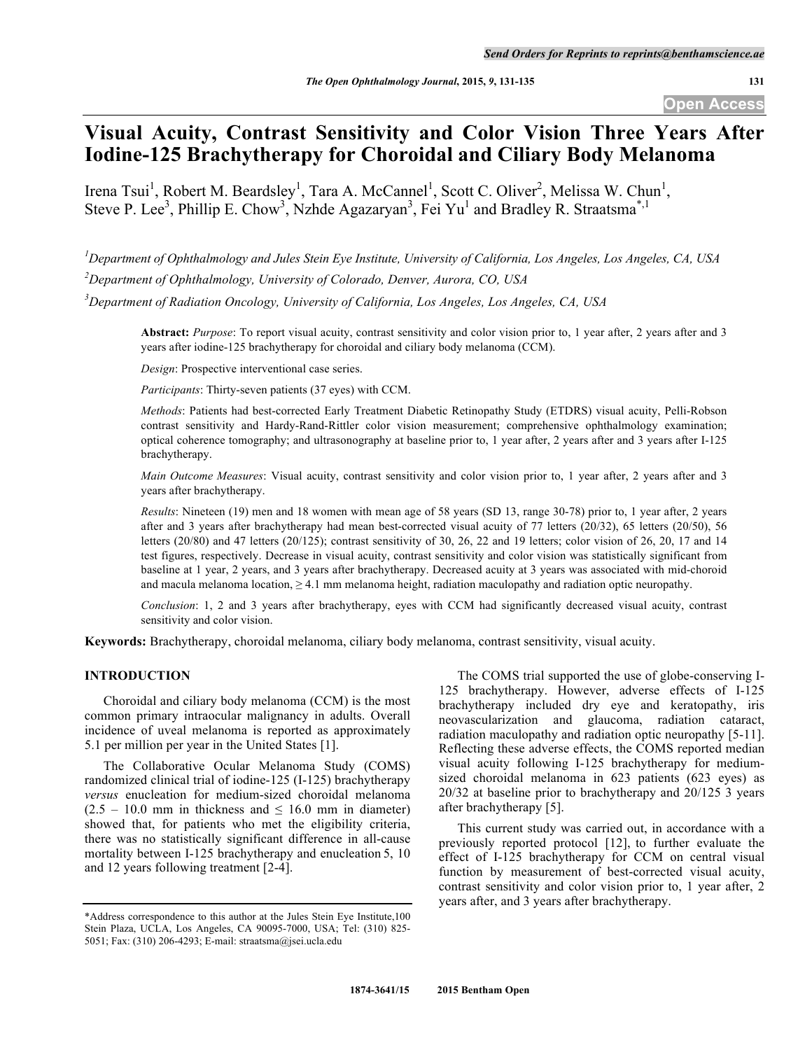# Visual Acuity, Contrast Sensitivity and Color Vision Three Years After Iodine-125 Brachytherapy for Choroidal and Ciliary Body Melanoma

Irena Tsui[1], Robert M. Beardsley[1], Tara A. McCannel[1], Scott C. Oliver[2], Melissa W. Chun[1], Steve P. Lee[3], Phillip E. Chow[3], Nzhde Agazaryan[3], Fei Yu[1] and Bradley R. Straatsma[*,1]

[1]Department of Ophthalmology and Jules Stein Eye Institute, University of California, Los Angeles, Los Angeles, CA, USA

[2]Department of Ophthalmology, University of Colorado, Denver, Aurora, CO, USA

[3]Department of Radiation Oncology, University of California, Los Angeles, Los Angeles, CA, USA

**Abstract:** *Purpose*: To report visual acuity, contrast sensitivity and color vision prior to, 1 year after, 2 years after and 3 years after iodine-125 brachytherapy for choroidal and ciliary body melanoma (CCM).

*Design*: Prospective interventional case series.

*Participants*: Thirty-seven patients (37 eyes) with CCM.

*Methods*: Patients had best-corrected Early Treatment Diabetic Retinopathy Study (ETDRS) visual acuity, Pelli-Robson contrast sensitivity and Hardy-Rand-Rittler color vision measurement; comprehensive ophthalmology examination; optical coherence tomography; and ultrasonography at baseline prior to, 1 year after, 2 years after and 3 years after I-125 brachytherapy.

*Main Outcome Measures*: Visual acuity, contrast sensitivity and color vision prior to, 1 year after, 2 years after and 3 years after brachytherapy.

*Results*: Nineteen (19) men and 18 women with mean age of 58 years (SD 13, range 30-78) prior to, 1 year after, 2 years after and 3 years after brachytherapy had mean best-corrected visual acuity of 77 letters (20/32), 65 letters (20/50), 56 letters (20/80) and 47 letters (20/125); contrast sensitivity of 30, 26, 22 and 19 letters; color vision of 26, 20, 17 and 14 test figures, respectively. Decrease in visual acuity, contrast sensitivity and color vision was statistically significant from baseline at 1 year, 2 years, and 3 years after brachytherapy. Decreased acuity at 3 years was associated with mid-choroid and macula melanoma location, ≥ 4.1 mm melanoma height, radiation maculopathy and radiation optic neuropathy.

*Conclusion*: 1, 2 and 3 years after brachytherapy, eyes with CCM had significantly decreased visual acuity, contrast sensitivity and color vision.

**Keywords:** Brachytherapy, choroidal melanoma, ciliary body melanoma, contrast sensitivity, visual acuity.

## INTRODUCTION

Choroidal and ciliary body melanoma (CCM) is the most common primary intraocular malignancy in adults. Overall incidence of uveal melanoma is reported as approximately 5.1 per million per year in the United States [1].

The Collaborative Ocular Melanoma Study (COMS) randomized clinical trial of iodine-125 (I-125) brachytherapy *versus* enucleation for medium-sized choroidal melanoma (2.5 – 10.0 mm in thickness and ≤ 16.0 mm in diameter) showed that, for patients who met the eligibility criteria, there was no statistically significant difference in all-cause mortality between I-125 brachytherapy and enucleation 5, 10 and 12 years following treatment [2-4].

The COMS trial supported the use of globe-conserving I-125 brachytherapy. However, adverse effects of I-125 brachytherapy included dry eye and keratopathy, iris neovascularization and glaucoma, radiation cataract, radiation maculopathy and radiation optic neuropathy [5-11]. Reflecting these adverse effects, the COMS reported median visual acuity following I-125 brachytherapy for medium-sized choroidal melanoma in 623 patients (623 eyes) as 20/32 at baseline prior to brachytherapy and 20/125 3 years after brachytherapy [5].

This current study was carried out, in accordance with a previously reported protocol [12], to further evaluate the effect of I-125 brachytherapy for CCM on central visual function by measurement of best-corrected visual acuity, contrast sensitivity and color vision prior to, 1 year after, 2 years after, and 3 years after brachytherapy.

*Address correspondence to this author at the Jules Stein Eye Institute,100 Stein Plaza, UCLA, Los Angeles, CA 90095-7000, USA; Tel: (310) 825-5051; Fax: (310) 206-4293; E-mail: straatsma@jsei.ucla.edu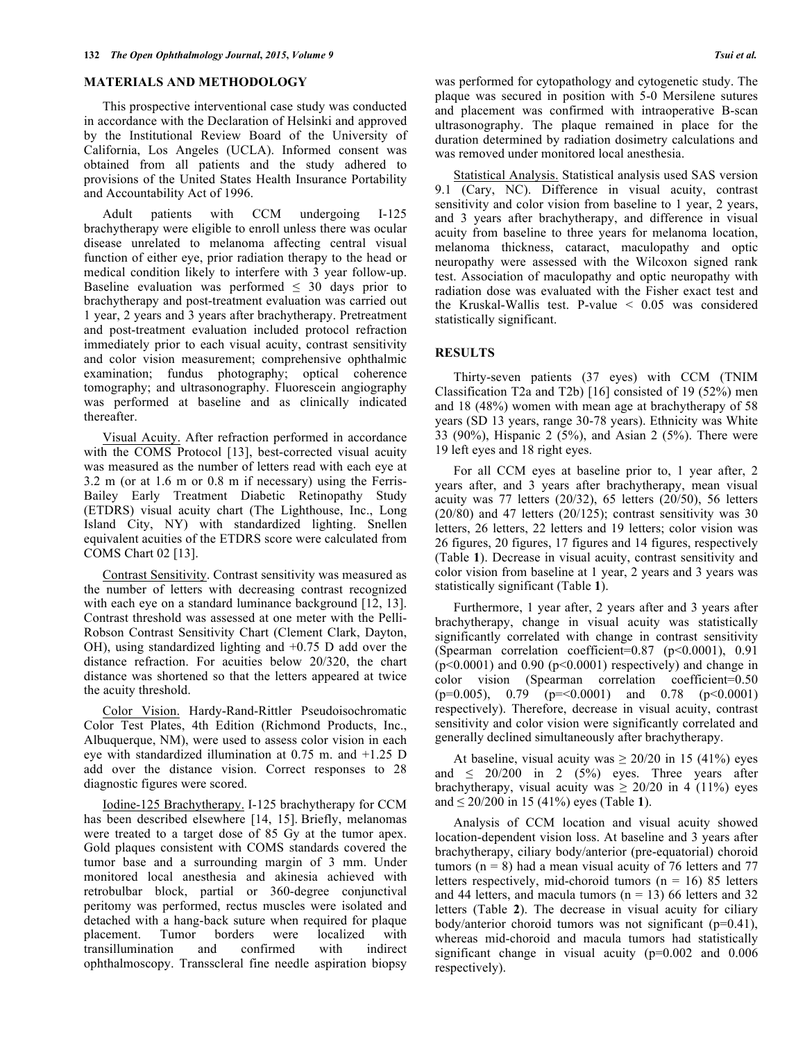## MATERIALS AND METHODOLOGY

This prospective interventional case study was conducted in accordance with the Declaration of Helsinki and approved by the Institutional Review Board of the University of California, Los Angeles (UCLA). Informed consent was obtained from all patients and the study adhered to provisions of the United States Health Insurance Portability and Accountability Act of 1996.

Adult patients with CCM undergoing I-125 brachytherapy were eligible to enroll unless there was ocular disease unrelated to melanoma affecting central visual function of either eye, prior radiation therapy to the head or medical condition likely to interfere with 3 year follow-up. Baseline evaluation was performed ≤ 30 days prior to brachytherapy and post-treatment evaluation was carried out 1 year, 2 years and 3 years after brachytherapy. Pretreatment and post-treatment evaluation included protocol refraction immediately prior to each visual acuity, contrast sensitivity and color vision measurement; comprehensive ophthalmic examination; fundus photography; optical coherence tomography; and ultrasonography. Fluorescein angiography was performed at baseline and as clinically indicated thereafter.

Visual Acuity. After refraction performed in accordance with the COMS Protocol [13], best-corrected visual acuity was measured as the number of letters read with each eye at 3.2 m (or at 1.6 m or 0.8 m if necessary) using the Ferris-Bailey Early Treatment Diabetic Retinopathy Study (ETDRS) visual acuity chart (The Lighthouse, Inc., Long Island City, NY) with standardized lighting. Snellen equivalent acuities of the ETDRS score were calculated from COMS Chart 02 [13].

Contrast Sensitivity. Contrast sensitivity was measured as the number of letters with decreasing contrast recognized with each eye on a standard luminance background [12, 13]. Contrast threshold was assessed at one meter with the Pelli-Robson Contrast Sensitivity Chart (Clement Clark, Dayton, OH), using standardized lighting and +0.75 D add over the distance refraction. For acuities below 20/320, the chart distance was shortened so that the letters appeared at twice the acuity threshold.

Color Vision. Hardy-Rand-Rittler Pseudoisochromatic Color Test Plates, 4th Edition (Richmond Products, Inc., Albuquerque, NM), were used to assess color vision in each eye with standardized illumination at 0.75 m. and +1.25 D add over the distance vision. Correct responses to 28 diagnostic figures were scored.

Iodine-125 Brachytherapy. I-125 brachytherapy for CCM has been described elsewhere [14, 15]. Briefly, melanomas were treated to a target dose of 85 Gy at the tumor apex. Gold plaques consistent with COMS standards covered the tumor base and a surrounding margin of 3 mm. Under monitored local anesthesia and akinesia achieved with retrobulbar block, partial or 360-degree conjunctival peritomy was performed, rectus muscles were isolated and detached with a hang-back suture when required for plaque placement. Tumor borders were localized with transillumination and confirmed with indirect ophthalmoscopy. Transscleral fine needle aspiration biopsy was performed for cytopathology and cytogenetic study. The plaque was secured in position with 5-0 Mersilene sutures and placement was confirmed with intraoperative B-scan ultrasonography. The plaque remained in place for the duration determined by radiation dosimetry calculations and was removed under monitored local anesthesia.

Statistical Analysis. Statistical analysis used SAS version 9.1 (Cary, NC). Difference in visual acuity, contrast sensitivity and color vision from baseline to 1 year, 2 years, and 3 years after brachytherapy, and difference in visual acuity from baseline to three years for melanoma location, melanoma thickness, cataract, maculopathy and optic neuropathy were assessed with the Wilcoxon signed rank test. Association of maculopathy and optic neuropathy with radiation dose was evaluated with the Fisher exact test and the Kruskal-Wallis test. P-value < 0.05 was considered statistically significant.

## RESULTS

Thirty-seven patients (37 eyes) with CCM (TNIM Classification T2a and T2b) [16] consisted of 19 (52%) men and 18 (48%) women with mean age at brachytherapy of 58 years (SD 13 years, range 30-78 years). Ethnicity was White 33 (90%), Hispanic 2 (5%), and Asian 2 (5%). There were 19 left eyes and 18 right eyes.

For all CCM eyes at baseline prior to, 1 year after, 2 years after, and 3 years after brachytherapy, mean visual acuity was 77 letters (20/32), 65 letters (20/50), 56 letters (20/80) and 47 letters (20/125); contrast sensitivity was 30 letters, 26 letters, 22 letters and 19 letters; color vision was 26 figures, 20 figures, 17 figures and 14 figures, respectively (Table **1**). Decrease in visual acuity, contrast sensitivity and color vision from baseline at 1 year, 2 years and 3 years was statistically significant (Table **1**).

Furthermore, 1 year after, 2 years after and 3 years after brachytherapy, change in visual acuity was statistically significantly correlated with change in contrast sensitivity (Spearman correlation coefficient=0.87 ($p<0.0001$), 0.91 ($p<0.0001$) and 0.90 ($p<0.0001$) respectively) and change in color vision (Spearman correlation coefficient=0.50 ($p=0.005$), 0.79 (p=<0.0001) and 0.78 ($p<0.0001$) respectively). Therefore, decrease in visual acuity, contrast sensitivity and color vision were significantly correlated and generally declined simultaneously after brachytherapy.

At baseline, visual acuity was ≥ 20/20 in 15 (41%) eyes and ≤ 20/200 in 2 (5%) eyes. Three years after brachytherapy, visual acuity was ≥ 20/20 in 4 (11%) eyes and ≤ 20/200 in 15 (41%) eyes (Table **1**).

Analysis of CCM location and visual acuity showed location-dependent vision loss. At baseline and 3 years after brachytherapy, ciliary body/anterior (pre-equatorial) choroid tumors (n = 8) had a mean visual acuity of 76 letters and 77 letters respectively, mid-choroid tumors (n = 16) 85 letters and 44 letters, and macula tumors (n = 13) 66 letters and 32 letters (Table **2**). The decrease in visual acuity for ciliary body/anterior choroid tumors was not significant ($p=0.41$), whereas mid-choroid and macula tumors had statistically significant change in visual acuity ($p=0.002$ and 0.006 respectively).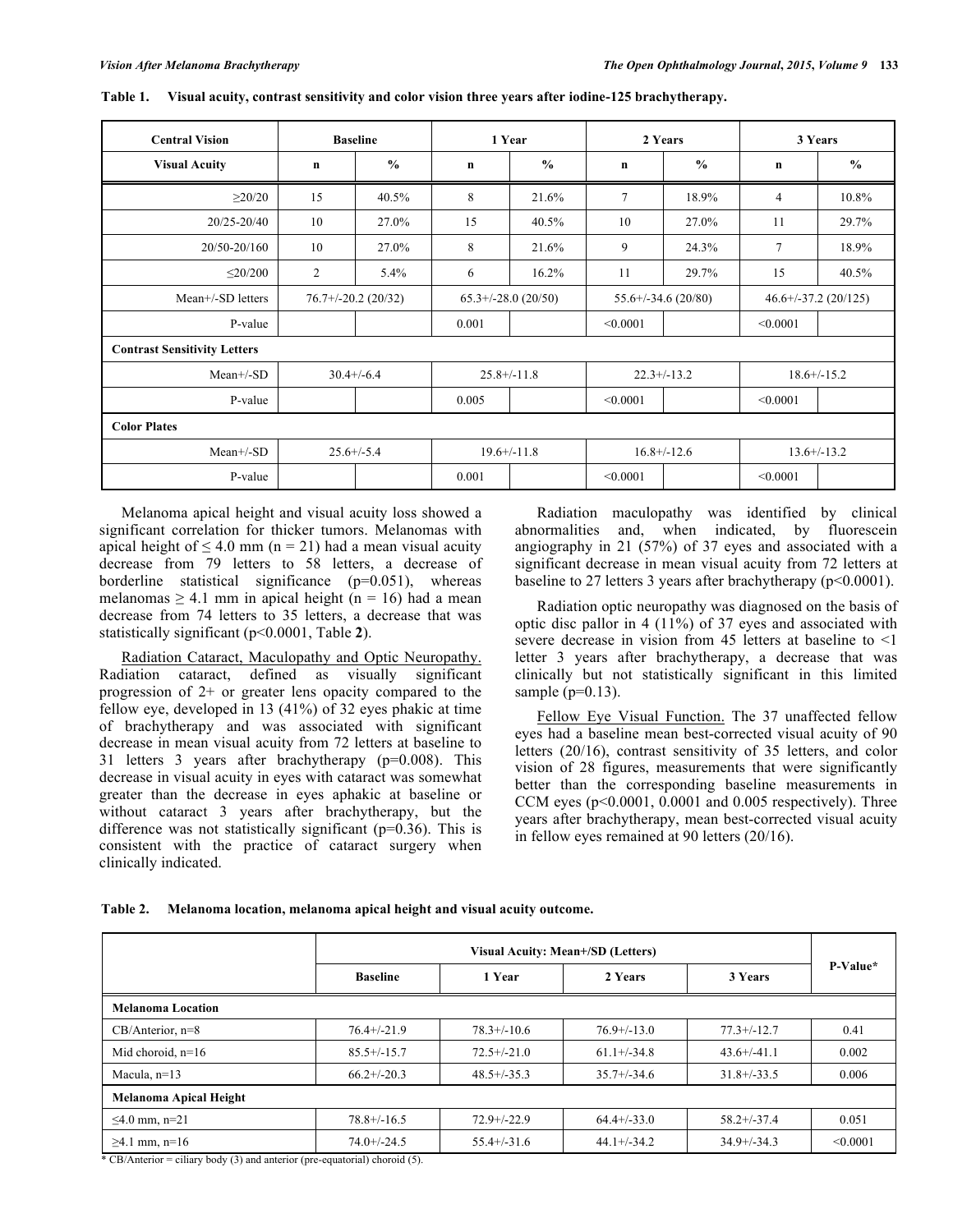**Table 1. Visual acuity, contrast sensitivity and color vision three years after iodine-125 brachytherapy.**

| Central Vision | Baseline | | 1 Year | | 2 Years | | 3 Years | |
|---|---|---|---|---|---|---|---|---|
| **Visual Acuity** | **n** | **%** | **n** | **%** | **n** | **%** | **n** | **%** |
| ≥20/20 | 15 | 40.5% | 8 | 21.6% | 7 | 18.9% | 4 | 10.8% |
| 20/25-20/40 | 10 | 27.0% | 15 | 40.5% | 10 | 27.0% | 11 | 29.7% |
| 20/50-20/160 | 10 | 27.0% | 8 | 21.6% | 9 | 24.3% | 7 | 18.9% |
| ≤20/200 | 2 | 5.4% | 6 | 16.2% | 11 | 29.7% | 15 | 40.5% |
| Mean+/-SD letters | 76.7+/-20.2 (20/32) | | 65.3+/-28.0 (20/50) | | 55.6+/-34.6 (20/80) | | 46.6+/-37.2 (20/125) | |
| P-value | | | 0.001 | | <0.0001 | | <0.0001 | |
| **Contrast Sensitivity Letters** | | | | | | | | |
| Mean+/-SD | 30.4+/-6.4 | | 25.8+/-11.8 | | 22.3+/-13.2 | | 18.6+/-15.2 | |
| P-value | | | 0.005 | | <0.0001 | | <0.0001 | |
| **Color Plates** | | | | | | | | |
| Mean+/-SD | 25.6+/-5.4 | | 19.6+/-11.8 | | 16.8+/-12.6 | | 13.6+/-13.2 | |
| P-value | | | 0.001 | | <0.0001 | | <0.0001 | |

Melanoma apical height and visual acuity loss showed a significant correlation for thicker tumors. Melanomas with apical height of ≤ 4.0 mm (n = 21) had a mean visual acuity decrease from 79 letters to 58 letters, a decrease of borderline statistical significance (p=0.051), whereas melanomas ≥ 4.1 mm in apical height (n = 16) had a mean decrease from 74 letters to 35 letters, a decrease that was statistically significant (p<0.0001, Table **2**).

Radiation Cataract, Maculopathy and Optic Neuropathy. Radiation cataract, defined as visually significant progression of 2+ or greater lens opacity compared to the fellow eye, developed in 13 (41%) of 32 eyes phakic at time of brachytherapy and was associated with significant decrease in mean visual acuity from 72 letters at baseline to 31 letters 3 years after brachytherapy (p=0.008). This decrease in visual acuity in eyes with cataract was somewhat greater than the decrease in eyes aphakic at baseline or without cataract 3 years after brachytherapy, but the difference was not statistically significant (p=0.36). This is consistent with the practice of cataract surgery when clinically indicated.

Radiation maculopathy was identified by clinical abnormalities and, when indicated, by fluorescein angiography in 21 (57%) of 37 eyes and associated with a significant decrease in mean visual acuity from 72 letters at baseline to 27 letters 3 years after brachytherapy (p<0.0001).

Radiation optic neuropathy was diagnosed on the basis of optic disc pallor in 4 (11%) of 37 eyes and associated with severe decrease in vision from 45 letters at baseline to <1 letter 3 years after brachytherapy, a decrease that was clinically but not statistically significant in this limited sample (p=0.13).

Fellow Eye Visual Function. The 37 unaffected fellow eyes had a baseline mean best-corrected visual acuity of 90 letters (20/16), contrast sensitivity of 35 letters, and color vision of 28 figures, measurements that were significantly better than the corresponding baseline measurements in CCM eyes (p<0.0001, 0.0001 and 0.005 respectively). Three years after brachytherapy, mean best-corrected visual acuity in fellow eyes remained at 90 letters (20/16).

**Table 2. Melanoma location, melanoma apical height and visual acuity outcome.**

| | Visual Acuity: Mean+/SD (Letters) | | | | P-Value* |
|---|---|---|---|---|---|
| | **Baseline** | **1 Year** | **2 Years** | **3 Years** | |
| **Melanoma Location** | | | | | |
| CB/Anterior, n=8 | 76.4+/-21.9 | 78.3+/-10.6 | 76.9+/-13.0 | 77.3+/-12.7 | 0.41 |
| Mid choroid, n=16 | 85.5+/-15.7 | 72.5+/-21.0 | 61.1+/-34.8 | 43.6+/-41.1 | 0.002 |
| Macula, n=13 | 66.2+/-20.3 | 48.5+/-35.3 | 35.7+/-34.6 | 31.8+/-33.5 | 0.006 |
| **Melanoma Apical Height** | | | | | |
| ≤4.0 mm, n=21 | 78.8+/-16.5 | 72.9+/-22.9 | 64.4+/-33.0 | 58.2+/-37.4 | 0.051 |
| ≥4.1 mm, n=16 | 74.0+/-24.5 | 55.4+/-31.6 | 44.1+/-34.2 | 34.9+/-34.3 | <0.0001 |

\* CB/Anterior = ciliary body (3) and anterior (pre-equatorial) choroid (5).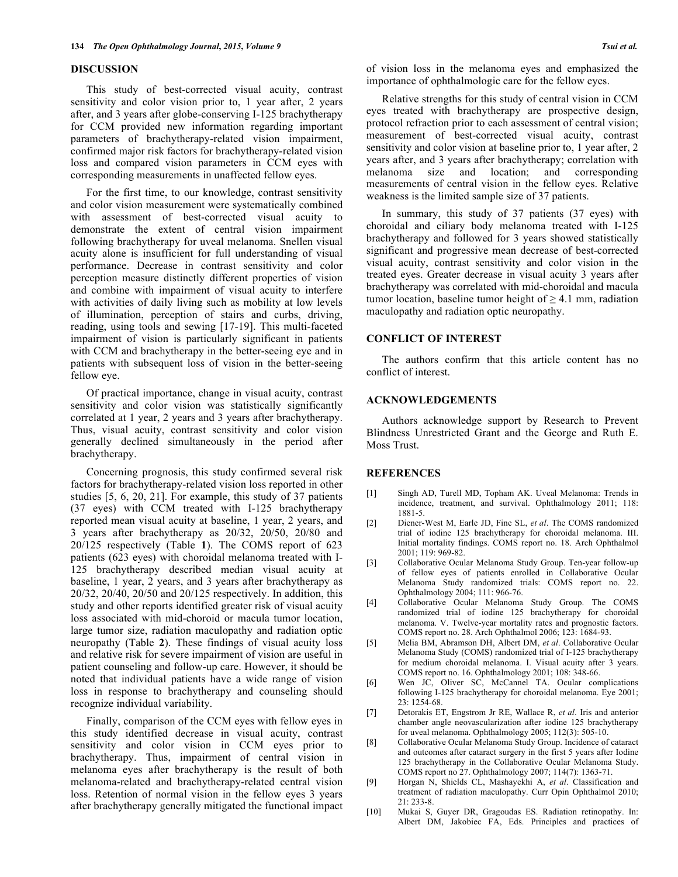## DISCUSSION

This study of best-corrected visual acuity, contrast sensitivity and color vision prior to, 1 year after, 2 years after, and 3 years after globe-conserving I-125 brachytherapy for CCM provided new information regarding important parameters of brachytherapy-related vision impairment, confirmed major risk factors for brachytherapy-related vision loss and compared vision parameters in CCM eyes with corresponding measurements in unaffected fellow eyes.

For the first time, to our knowledge, contrast sensitivity and color vision measurement were systematically combined with assessment of best-corrected visual acuity to demonstrate the extent of central vision impairment following brachytherapy for uveal melanoma. Snellen visual acuity alone is insufficient for full understanding of visual performance. Decrease in contrast sensitivity and color perception measure distinctly different properties of vision and combine with impairment of visual acuity to interfere with activities of daily living such as mobility at low levels of illumination, perception of stairs and curbs, driving, reading, using tools and sewing [17-19]. This multi-faceted impairment of vision is particularly significant in patients with CCM and brachytherapy in the better-seeing eye and in patients with subsequent loss of vision in the better-seeing fellow eye.

Of practical importance, change in visual acuity, contrast sensitivity and color vision was statistically significantly correlated at 1 year, 2 years and 3 years after brachytherapy. Thus, visual acuity, contrast sensitivity and color vision generally declined simultaneously in the period after brachytherapy.

Concerning prognosis, this study confirmed several risk factors for brachytherapy-related vision loss reported in other studies [5, 6, 20, 21]. For example, this study of 37 patients (37 eyes) with CCM treated with I-125 brachytherapy reported mean visual acuity at baseline, 1 year, 2 years, and 3 years after brachytherapy as 20/32, 20/50, 20/80 and 20/125 respectively (Table **1**). The COMS report of 623 patients (623 eyes) with choroidal melanoma treated with I-125 brachytherapy described median visual acuity at baseline, 1 year, 2 years, and 3 years after brachytherapy as 20/32, 20/40, 20/50 and 20/125 respectively. In addition, this study and other reports identified greater risk of visual acuity loss associated with mid-choroid or macula tumor location, large tumor size, radiation maculopathy and radiation optic neuropathy (Table **2**). These findings of visual acuity loss and relative risk for severe impairment of vision are useful in patient counseling and follow-up care. However, it should be noted that individual patients have a wide range of vision loss in response to brachytherapy and counseling should recognize individual variability.

Finally, comparison of the CCM eyes with fellow eyes in this study identified decrease in visual acuity, contrast sensitivity and color vision in CCM eyes prior to brachytherapy. Thus, impairment of central vision in melanoma eyes after brachytherapy is the result of both melanoma-related and brachytherapy-related central vision loss. Retention of normal vision in the fellow eyes 3 years after brachytherapy generally mitigated the functional impact of vision loss in the melanoma eyes and emphasized the importance of ophthalmologic care for the fellow eyes.

Relative strengths for this study of central vision in CCM eyes treated with brachytherapy are prospective design, protocol refraction prior to each assessment of central vision; measurement of best-corrected visual acuity, contrast sensitivity and color vision at baseline prior to, 1 year after, 2 years after, and 3 years after brachytherapy; correlation with melanoma size and location; and corresponding measurements of central vision in the fellow eyes. Relative weakness is the limited sample size of 37 patients.

In summary, this study of 37 patients (37 eyes) with choroidal and ciliary body melanoma treated with I-125 brachytherapy and followed for 3 years showed statistically significant and progressive mean decrease of best-corrected visual acuity, contrast sensitivity and color vision in the treated eyes. Greater decrease in visual acuity 3 years after brachytherapy was correlated with mid-choroidal and macula tumor location, baseline tumor height of ≥ 4.1 mm, radiation maculopathy and radiation optic neuropathy.

## CONFLICT OF INTEREST

The authors confirm that this article content has no conflict of interest.

## ACKNOWLEDGEMENTS

Authors acknowledge support by Research to Prevent Blindness Unrestricted Grant and the George and Ruth E. Moss Trust.

## REFERENCES

[1] Singh AD, Turell MD, Topham AK. Uveal Melanoma: Trends in incidence, treatment, and survival. Ophthalmology 2011; 118: 1881-5.

[2] Diener-West M, Earle JD, Fine SL, *et al*. The COMS randomized trial of iodine 125 brachytherapy for choroidal melanoma. III. Initial mortality findings. COMS report no. 18. Arch Ophthalmol 2001; 119: 969-82.

[3] Collaborative Ocular Melanoma Study Group. Ten-year follow-up of fellow eyes of patients enrolled in Collaborative Ocular Melanoma Study randomized trials: COMS report no. 22. Ophthalmology 2004; 111: 966-76.

[4] Collaborative Ocular Melanoma Study Group. The COMS randomized trial of iodine 125 brachytherapy for choroidal melanoma. V. Twelve-year mortality rates and prognostic factors. COMS report no. 28. Arch Ophthalmol 2006; 123: 1684-93.

[5] Melia BM, Abramson DH, Albert DM, *et al*. Collaborative Ocular Melanoma Study (COMS) randomized trial of I-125 brachytherapy for medium choroidal melanoma. I. Visual acuity after 3 years. COMS report no. 16. Ophthalmology 2001; 108: 348-66.

[6] Wen JC, Oliver SC, McCannel TA. Ocular complications following I-125 brachytherapy for choroidal melanoma. Eye 2001; 23: 1254-68.

[7] Detorakis ET, Engstrom Jr RE, Wallace R, *et al*. Iris and anterior chamber angle neovascularization after iodine 125 brachytherapy for uveal melanoma. Ophthalmology 2005; 112(3): 505-10.

[8] Collaborative Ocular Melanoma Study Group. Incidence of cataract and outcomes after cataract surgery in the first 5 years after Iodine 125 brachytherapy in the Collaborative Ocular Melanoma Study. COMS report no 27. Ophthalmology 2007; 114(7): 1363-71.

[9] Horgan N, Shields CL, Mashayekhi A, *et al*. Classification and treatment of radiation maculopathy. Curr Opin Ophthalmol 2010; 21: 233-8.

[10] Mukai S, Guyer DR, Gragoudas ES. Radiation retinopathy. In: Albert DM, Jakobiec FA, Eds. Principles and practices of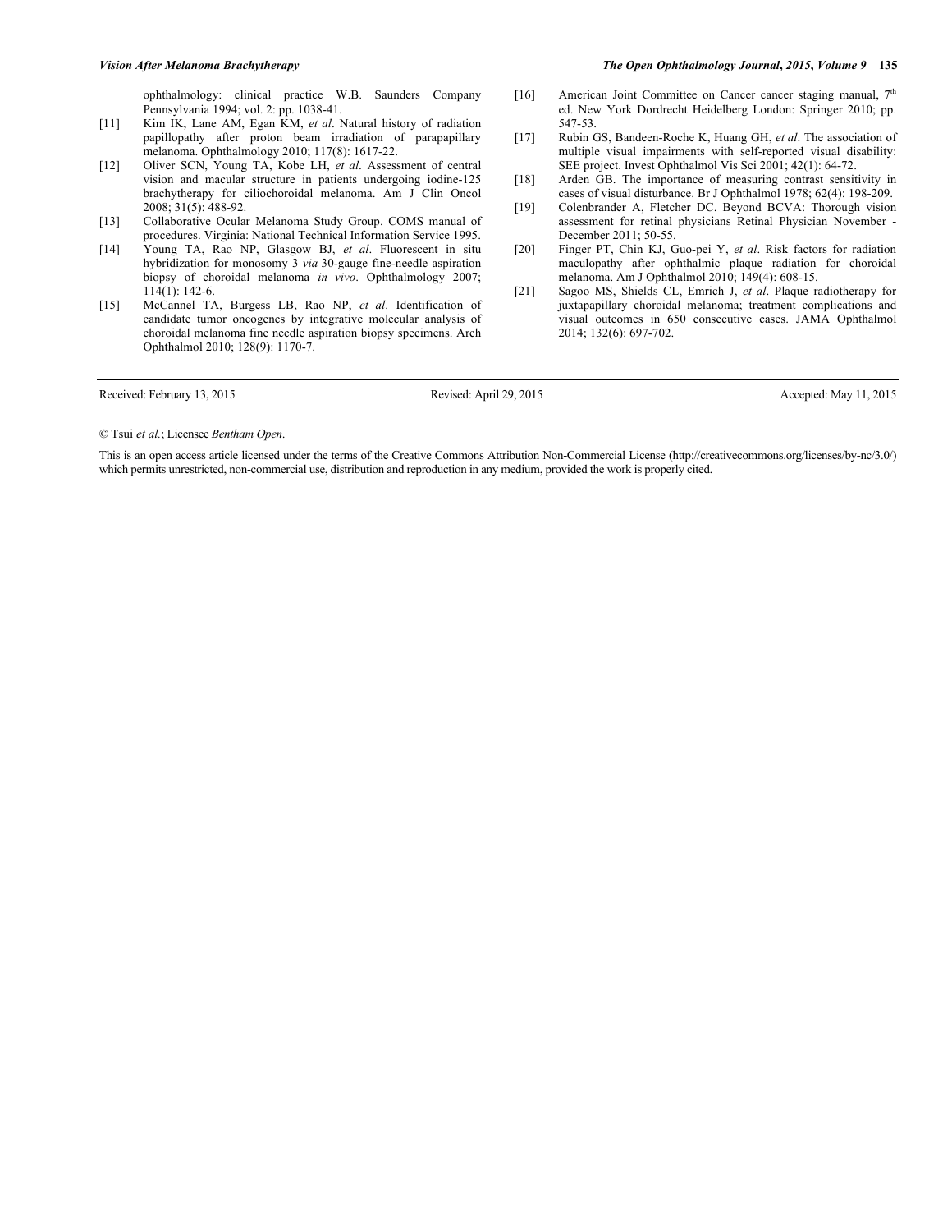ophthalmology: clinical practice W.B. Saunders Company Pennsylvania 1994; vol. 2: pp. 1038-41.

[11] Kim IK, Lane AM, Egan KM, *et al*. Natural history of radiation papillopathy after proton beam irradiation of parapapillary melanoma. Ophthalmology 2010; 117(8): 1617-22.

[12] Oliver SCN, Young TA, Kobe LH, *et al*. Assessment of central vision and macular structure in patients undergoing iodine-125 brachytherapy for ciliochoroidal melanoma. Am J Clin Oncol 2008; 31(5): 488-92.

[13] Collaborative Ocular Melanoma Study Group. COMS manual of procedures. Virginia: National Technical Information Service 1995.

[14] Young TA, Rao NP, Glasgow BJ, *et al*. Fluorescent in situ hybridization for monosomy 3 *via* 30-gauge fine-needle aspiration biopsy of choroidal melanoma *in vivo*. Ophthalmology 2007; 114(1): 142-6.

[15] McCannel TA, Burgess LB, Rao NP, *et al*. Identification of candidate tumor oncogenes by integrative molecular analysis of choroidal melanoma fine needle aspiration biopsy specimens. Arch Ophthalmol 2010; 128(9): 1170-7.

[16] American Joint Committee on Cancer cancer staging manual, 7th ed. New York Dordrecht Heidelberg London: Springer 2010; pp. 547-53.

[17] Rubin GS, Bandeen-Roche K, Huang GH, *et al*. The association of multiple visual impairments with self-reported visual disability: SEE project. Invest Ophthalmol Vis Sci 2001; 42(1): 64-72.

[18] Arden GB. The importance of measuring contrast sensitivity in cases of visual disturbance. Br J Ophthalmol 1978; 62(4): 198-209.

[19] Colenbrander A, Fletcher DC. Beyond BCVA: Thorough vision assessment for retinal physicians Retinal Physician November - December 2011; 50-55.

[20] Finger PT, Chin KJ, Guo-pei Y, *et al*. Risk factors for radiation maculopathy after ophthalmic plaque radiation for choroidal melanoma. Am J Ophthalmol 2010; 149(4): 608-15.

[21] Sagoo MS, Shields CL, Emrich J, *et al*. Plaque radiotherapy for juxtapapillary choroidal melanoma; treatment complications and visual outcomes in 650 consecutive cases. JAMA Ophthalmol 2014; 132(6): 697-702.

Received: February 13, 2015 Revised: April 29, 2015 Accepted: May 11, 2015

© Tsui *et al.*; Licensee *Bentham Open*.

This is an open access article licensed under the terms of the Creative Commons Attribution Non-Commercial License (http://creativecommons.org/licenses/by-nc/3.0/) which permits unrestricted, non-commercial use, distribution and reproduction in any medium, provided the work is properly cited.